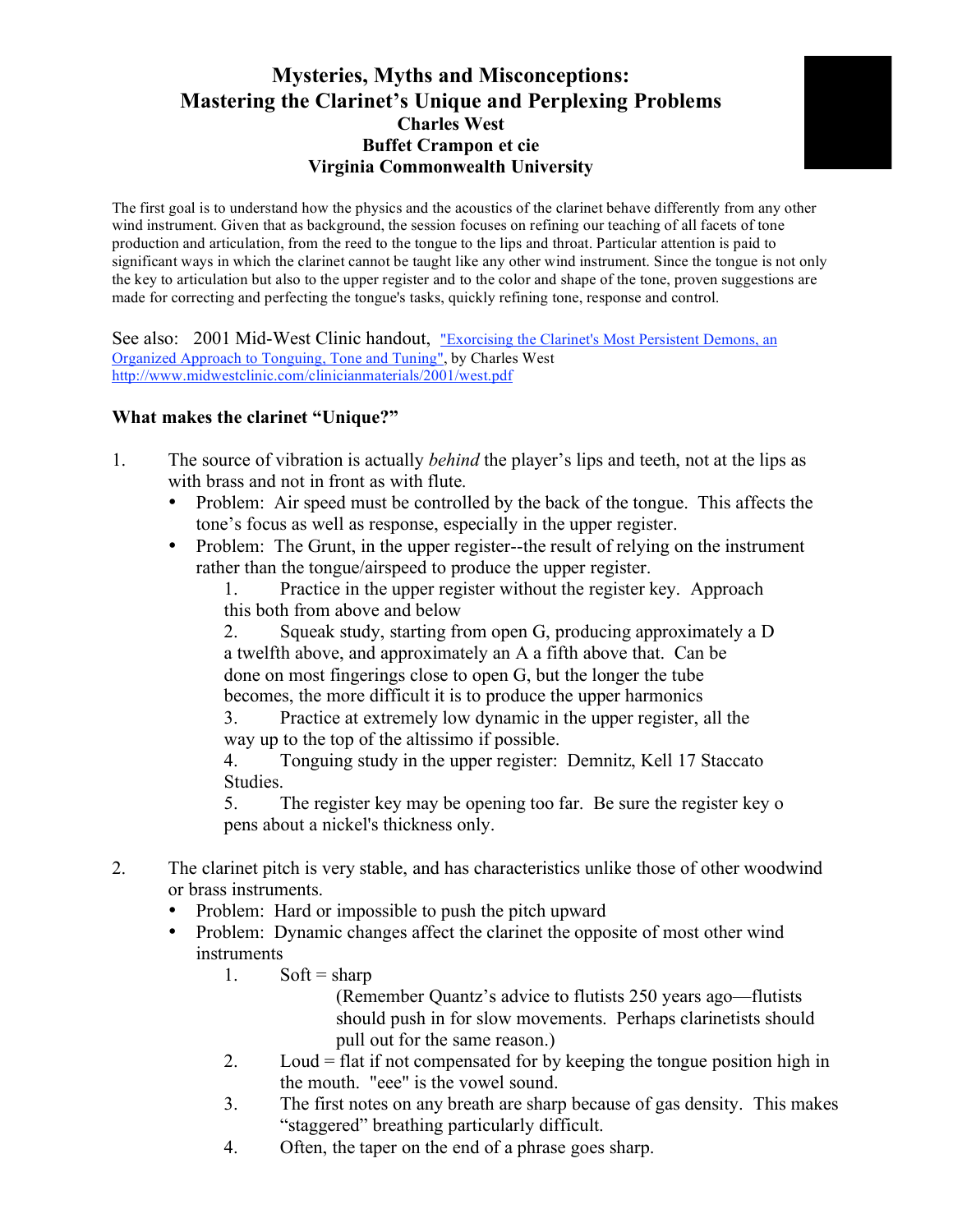# Mysteries, Myths and Misconceptions:
# Mastering the Clarinet's Unique and Perplexing Problems

**Charles West**
**Buffet Crampon et cie**
**Virginia Commonwealth University**

The first goal is to understand how the physics and the acoustics of the clarinet behave differently from any other wind instrument. Given that as background, the session focuses on refining our teaching of all facets of tone production and articulation, from the reed to the tongue to the lips and throat. Particular attention is paid to significant ways in which the clarinet cannot be taught like any other wind instrument. Since the tongue is not only the key to articulation but also to the upper register and to the color and shape of the tone, proven suggestions are made for correcting and perfecting the tongue's tasks, quickly refining tone, response and control.

See also: 2001 Mid-West Clinic handout, ["Exorcising the Clarinet's Most Persistent Demons, an Organized Approach to Tonguing, Tone and Tuning"](http://www.midwestclinic.com/clinicianmaterials/2001/west.pdf), by Charles West
http://www.midwestclinic.com/clinicianmaterials/2001/west.pdf

## What makes the clarinet "Unique?"

1. The source of vibration is actually *behind* the player's lips and teeth, not at the lips as with brass and not in front as with flute.
   - Problem: Air speed must be controlled by the back of the tongue. This affects the tone's focus as well as response, especially in the upper register.
   - Problem: The Grunt, in the upper register--the result of relying on the instrument rather than the tongue/airspeed to produce the upper register.
     1. Practice in the upper register without the register key. Approach this both from above and below
     2. Squeak study, starting from open G, producing approximately a D a twelfth above, and approximately an A a fifth above that. Can be done on most fingerings close to open G, but the longer the tube becomes, the more difficult it is to produce the upper harmonics
     3. Practice at extremely low dynamic in the upper register, all the way up to the top of the altissimo if possible.
     4. Tonguing study in the upper register: Demnitz, Kell 17 Staccato Studies.
     5. The register key may be opening too far. Be sure the register key o pens about a nickel's thickness only.

2. The clarinet pitch is very stable, and has characteristics unlike those of other woodwind or brass instruments.
   - Problem: Hard or impossible to push the pitch upward
   - Problem: Dynamic changes affect the clarinet the opposite of most other wind instruments
     1. Soft = sharp
        (Remember Quantz's advice to flutists 250 years ago—flutists should push in for slow movements. Perhaps clarinetists should pull out for the same reason.)
     2. Loud = flat if not compensated for by keeping the tongue position high in the mouth. "eee" is the vowel sound.
     3. The first notes on any breath are sharp because of gas density. This makes "staggered" breathing particularly difficult.
     4. Often, the taper on the end of a phrase goes sharp.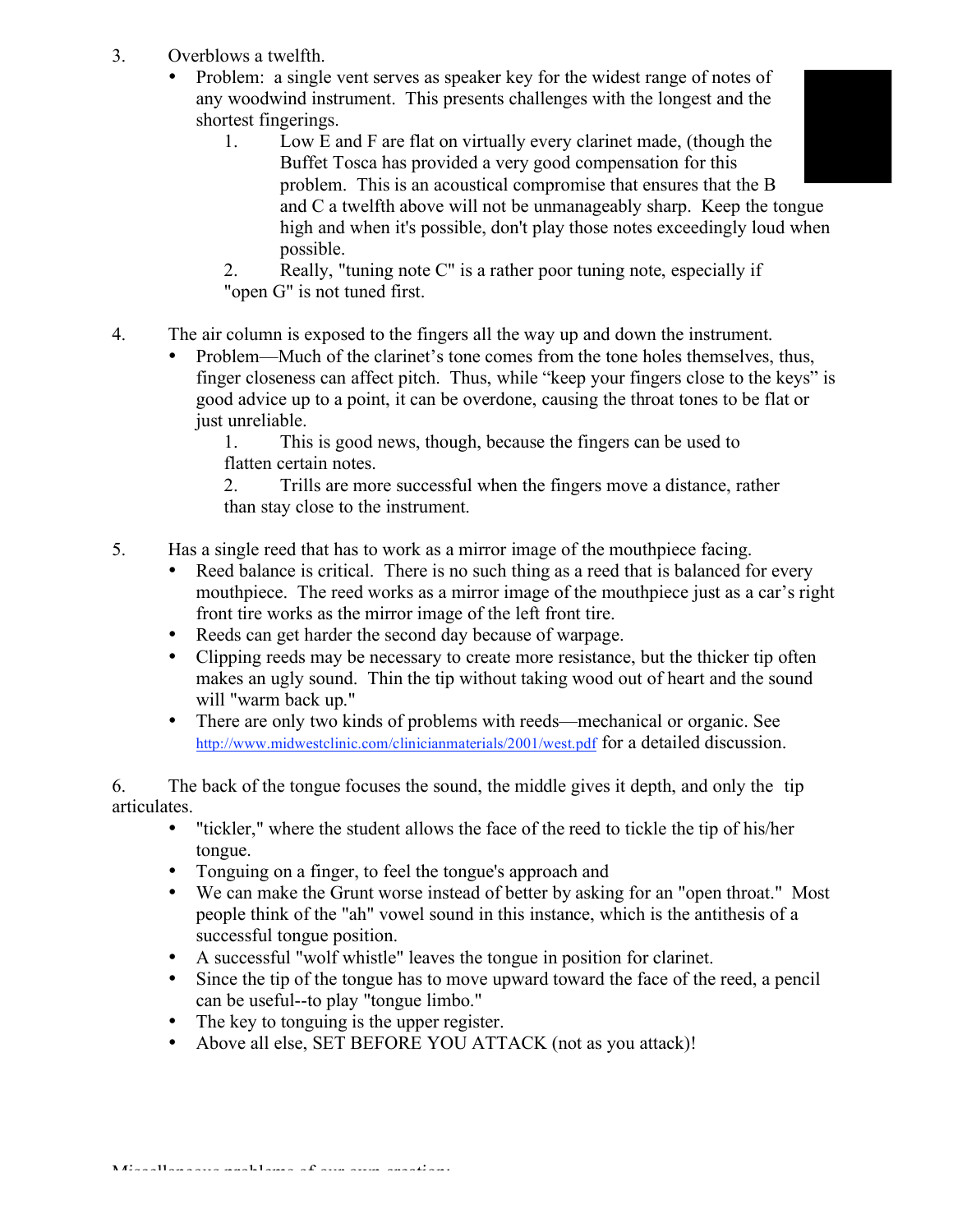3. Overblows a twelfth.
   - Problem: a single vent serves as speaker key for the widest range of notes of any woodwind instrument. This presents challenges with the longest and the shortest fingerings.
     1. Low E and F are flat on virtually every clarinet made, (though the Buffet Tosca has provided a very good compensation for this problem. This is an acoustical compromise that ensures that the B and C a twelfth above will not be unmanageably sharp. Keep the tongue high and when it's possible, don't play those notes exceedingly loud when possible.
     2. Really, "tuning note C" is a rather poor tuning note, especially if "open G" is not tuned first.

4. The air column is exposed to the fingers all the way up and down the instrument.
   - Problem—Much of the clarinet's tone comes from the tone holes themselves, thus, finger closeness can affect pitch. Thus, while "keep your fingers close to the keys" is good advice up to a point, it can be overdone, causing the throat tones to be flat or just unreliable.
     1. This is good news, though, because the fingers can be used to flatten certain notes.
     2. Trills are more successful when the fingers move a distance, rather than stay close to the instrument.

5. Has a single reed that has to work as a mirror image of the mouthpiece facing.
   - Reed balance is critical. There is no such thing as a reed that is balanced for every mouthpiece. The reed works as a mirror image of the mouthpiece just as a car's right front tire works as the mirror image of the left front tire.
   - Reeds can get harder the second day because of warpage.
   - Clipping reeds may be necessary to create more resistance, but the thicker tip often makes an ugly sound. Thin the tip without taking wood out of heart and the sound will "warm back up."
   - There are only two kinds of problems with reeds—mechanical or organic. See http://www.midwestclinic.com/clinicianmaterials/2001/west.pdf for a detailed discussion.

6. The back of the tongue focuses the sound, the middle gives it depth, and only the tip articulates.
   - "tickler," where the student allows the face of the reed to tickle the tip of his/her tongue.
   - Tonguing on a finger, to feel the tongue's approach and
   - We can make the Grunt worse instead of better by asking for an "open throat." Most people think of the "ah" vowel sound in this instance, which is the antithesis of a successful tongue position.
   - A successful "wolf whistle" leaves the tongue in position for clarinet.
   - Since the tip of the tongue has to move upward toward the face of the reed, a pencil can be useful--to play "tongue limbo."
   - The key to tonguing is the upper register.
   - Above all else, SET BEFORE YOU ATTACK (not as you attack)!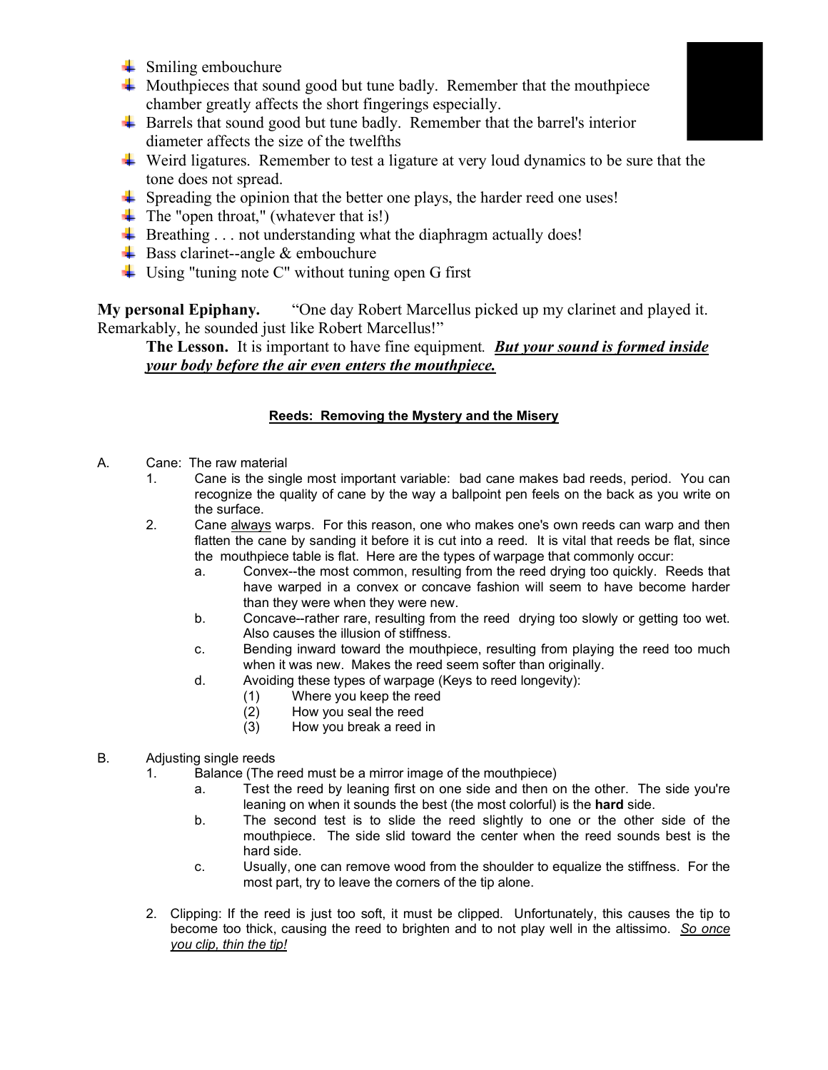- Smiling embouchure
- Mouthpieces that sound good but tune badly. Remember that the mouthpiece chamber greatly affects the short fingerings especially.
- Barrels that sound good but tune badly. Remember that the barrel's interior diameter affects the size of the twelfths
- Weird ligatures. Remember to test a ligature at very loud dynamics to be sure that the tone does not spread.
- Spreading the opinion that the better one plays, the harder reed one uses!
- The "open throat," (whatever that is!)
- Breathing . . . not understanding what the diaphragm actually does!
- Bass clarinet--angle & embouchure
- Using "tuning note C" without tuning open G first

**My personal Epiphany.** "One day Robert Marcellus picked up my clarinet and played it. Remarkably, he sounded just like Robert Marcellus!"

> **The Lesson.** It is important to have fine equipment. ***<u>But your sound is formed inside your body before the air even enters the mouthpiece.</u>***

## <u>Reeds: Removing the Mystery and the Misery</u>

A. Cane: The raw material

1. Cane is the single most important variable: bad cane makes bad reeds, period. You can recognize the quality of cane by the way a ballpoint pen feels on the back as you write on the surface.
2. Cane <u>always</u> warps. For this reason, one who makes one's own reeds can warp and then flatten the cane by sanding it before it is cut into a reed. It is vital that reeds be flat, since the mouthpiece table is flat. Here are the types of warpage that commonly occur:
   a. Convex--the most common, resulting from the reed drying too quickly. Reeds that have warped in a convex or concave fashion will seem to have become harder than they were when they were new.
   b. Concave--rather rare, resulting from the reed drying too slowly or getting too wet. Also causes the illusion of stiffness.
   c. Bending inward toward the mouthpiece, resulting from playing the reed too much when it was new. Makes the reed seem softer than originally.
   d. Avoiding these types of warpage (Keys to reed longevity):
      (1) Where you keep the reed
      (2) How you seal the reed
      (3) How you break a reed in

B. Adjusting single reeds

1. Balance (The reed must be a mirror image of the mouthpiece)
   a. Test the reed by leaning first on one side and then on the other. The side you're leaning on when it sounds the best (the most colorful) is the **hard** side.
   b. The second test is to slide the reed slightly to one or the other side of the mouthpiece. The side slid toward the center when the reed sounds best is the hard side.
   c. Usually, one can remove wood from the shoulder to equalize the stiffness. For the most part, try to leave the corners of the tip alone.
2. Clipping: If the reed is just too soft, it must be clipped. Unfortunately, this causes the tip to become too thick, causing the reed to brighten and to not play well in the altissimo. *<u>So once you clip, thin the tip!</u>*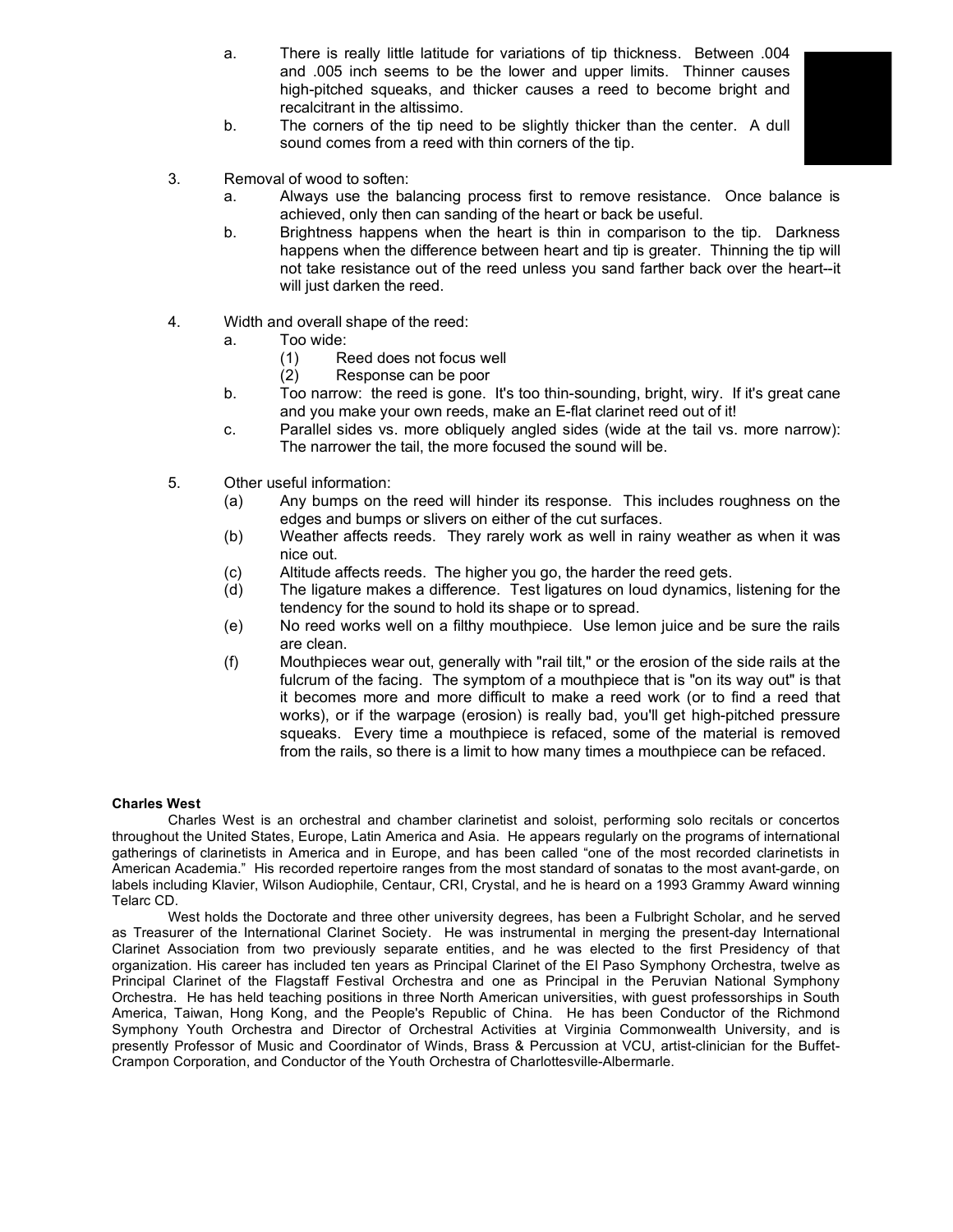a. There is really little latitude for variations of tip thickness. Between .004 and .005 inch seems to be the lower and upper limits. Thinner causes high-pitched squeaks, and thicker causes a reed to become bright and recalcitrant in the altissimo.
   b. The corners of the tip need to be slightly thicker than the center. A dull sound comes from a reed with thin corners of the tip.

3. Removal of wood to soften:
   a. Always use the balancing process first to remove resistance. Once balance is achieved, only then can sanding of the heart or back be useful.
   b. Brightness happens when the heart is thin in comparison to the tip. Darkness happens when the difference between heart and tip is greater. Thinning the tip will not take resistance out of the reed unless you sand farther back over the heart--it will just darken the reed.

4. Width and overall shape of the reed:
   a. Too wide:
      (1) Reed does not focus well
      (2) Response can be poor
   b. Too narrow: the reed is gone. It's too thin-sounding, bright, wiry. If it's great cane and you make your own reeds, make an E-flat clarinet reed out of it!
   c. Parallel sides vs. more obliquely angled sides (wide at the tail vs. more narrow): The narrower the tail, the more focused the sound will be.

5. Other useful information:
   (a) Any bumps on the reed will hinder its response. This includes roughness on the edges and bumps or slivers on either of the cut surfaces.
   (b) Weather affects reeds. They rarely work as well in rainy weather as when it was nice out.
   (c) Altitude affects reeds. The higher you go, the harder the reed gets.
   (d) The ligature makes a difference. Test ligatures on loud dynamics, listening for the tendency for the sound to hold its shape or to spread.
   (e) No reed works well on a filthy mouthpiece. Use lemon juice and be sure the rails are clean.
   (f) Mouthpieces wear out, generally with "rail tilt," or the erosion of the side rails at the fulcrum of the facing. The symptom of a mouthpiece that is "on its way out" is that it becomes more and more difficult to make a reed work (or to find a reed that works), or if the warpage (erosion) is really bad, you'll get high-pitched pressure squeaks. Every time a mouthpiece is refaced, some of the material is removed from the rails, so there is a limit to how many times a mouthpiece can be refaced.

**Charles West**

Charles West is an orchestral and chamber clarinetist and soloist, performing solo recitals or concertos throughout the United States, Europe, Latin America and Asia. He appears regularly on the programs of international gatherings of clarinetists in America and in Europe, and has been called "one of the most recorded clarinetists in American Academia." His recorded repertoire ranges from the most standard of sonatas to the most avant-garde, on labels including Klavier, Wilson Audiophile, Centaur, CRI, Crystal, and he is heard on a 1993 Grammy Award winning Telarc CD.

West holds the Doctorate and three other university degrees, has been a Fulbright Scholar, and he served as Treasurer of the International Clarinet Society. He was instrumental in merging the present-day International Clarinet Association from two previously separate entities, and he was elected to the first Presidency of that organization. His career has included ten years as Principal Clarinet of the El Paso Symphony Orchestra, twelve as Principal Clarinet of the Flagstaff Festival Orchestra and one as Principal in the Peruvian National Symphony Orchestra. He has held teaching positions in three North American universities, with guest professorships in South America, Taiwan, Hong Kong, and the People's Republic of China. He has been Conductor of the Richmond Symphony Youth Orchestra and Director of Orchestral Activities at Virginia Commonwealth University, and is presently Professor of Music and Coordinator of Winds, Brass & Percussion at VCU, artist-clinician for the Buffet-Crampon Corporation, and Conductor of the Youth Orchestra of Charlottesville-Albermarle.